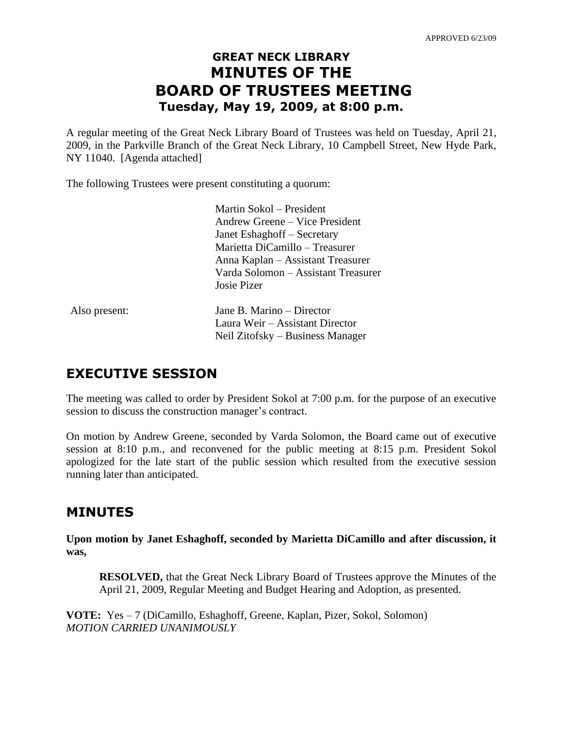APPROVED 6/23/09

# GREAT NECK LIBRARY
# MINUTES OF THE
# BOARD OF TRUSTEES MEETING
### Tuesday, May 19, 2009, at 8:00 p.m.

A regular meeting of the Great Neck Library Board of Trustees was held on Tuesday, April 21, 2009, in the Parkville Branch of the Great Neck Library, 10 Campbell Street, New Hyde Park, NY 11040. [Agenda attached]

The following Trustees were present constituting a quorum:

Martin Sokol – President
Andrew Greene – Vice President
Janet Eshaghoff – Secretary
Marietta DiCamillo – Treasurer
Anna Kaplan – Assistant Treasurer
Varda Solomon – Assistant Treasurer
Josie Pizer

Also present:

Jane B. Marino – Director
Laura Weir – Assistant Director
Neil Zitofsky – Business Manager

## EXECUTIVE SESSION

The meeting was called to order by President Sokol at 7:00 p.m. for the purpose of an executive session to discuss the construction manager's contract.

On motion by Andrew Greene, seconded by Varda Solomon, the Board came out of executive session at 8:10 p.m., and reconvened for the public meeting at 8:15 p.m. President Sokol apologized for the late start of the public session which resulted from the executive session running later than anticipated.

## MINUTES

**Upon motion by Janet Eshaghoff, seconded by Marietta DiCamillo and after discussion, it was,**

> **RESOLVED,** that the Great Neck Library Board of Trustees approve the Minutes of the April 21, 2009, Regular Meeting and Budget Hearing and Adoption, as presented.

**VOTE:** Yes – 7 (DiCamillo, Eshaghoff, Greene, Kaplan, Pizer, Sokol, Solomon)
*MOTION CARRIED UNANIMOUSLY*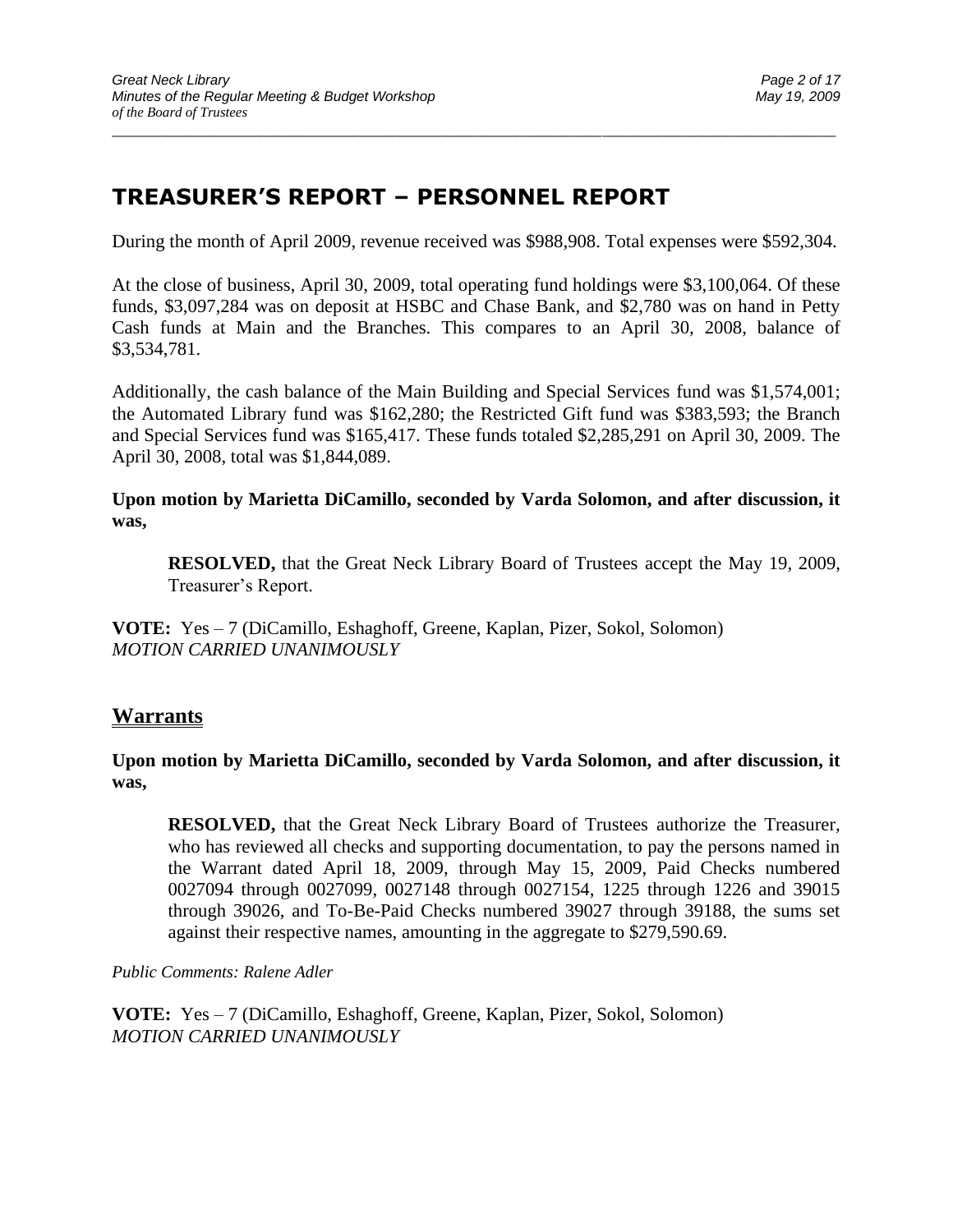## TREASURER'S REPORT – PERSONNEL REPORT

During the month of April 2009, revenue received was $988,908. Total expenses were $592,304.

At the close of business, April 30, 2009, total operating fund holdings were $3,100,064. Of these funds, $3,097,284 was on deposit at HSBC and Chase Bank, and $2,780 was on hand in Petty Cash funds at Main and the Branches. This compares to an April 30, 2008, balance of $3,534,781.

Additionally, the cash balance of the Main Building and Special Services fund was $1,574,001; the Automated Library fund was $162,280; the Restricted Gift fund was $383,593; the Branch and Special Services fund was $165,417. These funds totaled $2,285,291 on April 30, 2009. The April 30, 2008, total was $1,844,089.

**Upon motion by Marietta DiCamillo, seconded by Varda Solomon, and after discussion, it was,**

> **RESOLVED,** that the Great Neck Library Board of Trustees accept the May 19, 2009, Treasurer's Report.

**VOTE:** Yes – 7 (DiCamillo, Eshaghoff, Greene, Kaplan, Pizer, Sokol, Solomon)
*MOTION CARRIED UNANIMOUSLY*

### Warrants

**Upon motion by Marietta DiCamillo, seconded by Varda Solomon, and after discussion, it was,**

> **RESOLVED,** that the Great Neck Library Board of Trustees authorize the Treasurer, who has reviewed all checks and supporting documentation, to pay the persons named in the Warrant dated April 18, 2009, through May 15, 2009, Paid Checks numbered 0027094 through 0027099, 0027148 through 0027154, 1225 through 1226 and 39015 through 39026, and To-Be-Paid Checks numbered 39027 through 39188, the sums set against their respective names, amounting in the aggregate to $279,590.69.

*Public Comments: Ralene Adler*

**VOTE:** Yes – 7 (DiCamillo, Eshaghoff, Greene, Kaplan, Pizer, Sokol, Solomon)
*MOTION CARRIED UNANIMOUSLY*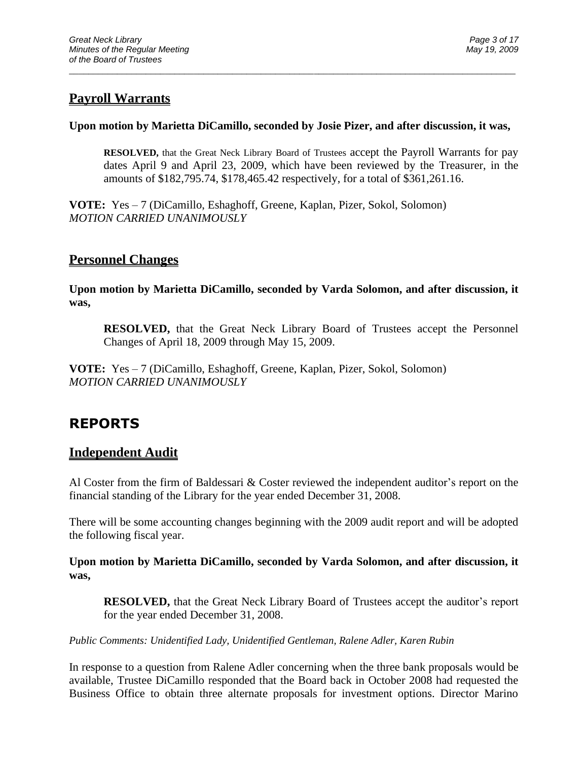## Payroll Warrants

**Upon motion by Marietta DiCamillo, seconded by Josie Pizer, and after discussion, it was,**

> **RESOLVED,** that the Great Neck Library Board of Trustees accept the Payroll Warrants for pay dates April 9 and April 23, 2009, which have been reviewed by the Treasurer, in the amounts of $182,795.74, $178,465.42 respectively, for a total of $361,261.16.

**VOTE:** Yes – 7 (DiCamillo, Eshaghoff, Greene, Kaplan, Pizer, Sokol, Solomon)
*MOTION CARRIED UNANIMOUSLY*

## Personnel Changes

**Upon motion by Marietta DiCamillo, seconded by Varda Solomon, and after discussion, it was,**

> **RESOLVED,** that the Great Neck Library Board of Trustees accept the Personnel Changes of April 18, 2009 through May 15, 2009.

**VOTE:** Yes – 7 (DiCamillo, Eshaghoff, Greene, Kaplan, Pizer, Sokol, Solomon)
*MOTION CARRIED UNANIMOUSLY*

# REPORTS

## Independent Audit

Al Coster from the firm of Baldessari & Coster reviewed the independent auditor's report on the financial standing of the Library for the year ended December 31, 2008.

There will be some accounting changes beginning with the 2009 audit report and will be adopted the following fiscal year.

**Upon motion by Marietta DiCamillo, seconded by Varda Solomon, and after discussion, it was,**

> **RESOLVED,** that the Great Neck Library Board of Trustees accept the auditor's report for the year ended December 31, 2008.

*Public Comments: Unidentified Lady, Unidentified Gentleman, Ralene Adler, Karen Rubin*

In response to a question from Ralene Adler concerning when the three bank proposals would be available, Trustee DiCamillo responded that the Board back in October 2008 had requested the Business Office to obtain three alternate proposals for investment options. Director Marino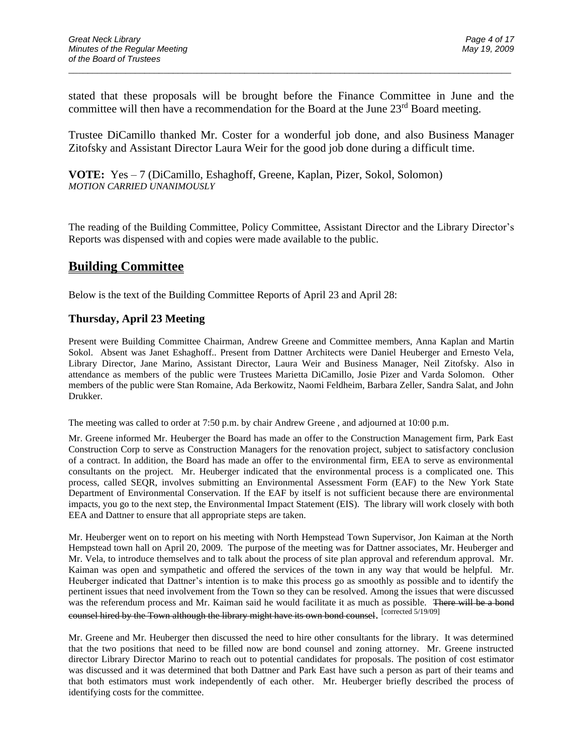stated that these proposals will be brought before the Finance Committee in June and the committee will then have a recommendation for the Board at the June 23rd Board meeting.

Trustee DiCamillo thanked Mr. Coster for a wonderful job done, and also Business Manager Zitofsky and Assistant Director Laura Weir for the good job done during a difficult time.

**VOTE:** Yes – 7 (DiCamillo, Eshaghoff, Greene, Kaplan, Pizer, Sokol, Solomon)
*MOTION CARRIED UNANIMOUSLY*

The reading of the Building Committee, Policy Committee, Assistant Director and the Library Director's Reports was dispensed with and copies were made available to the public.

## Building Committee

Below is the text of the Building Committee Reports of April 23 and April 28:

### Thursday, April 23 Meeting

Present were Building Committee Chairman, Andrew Greene and Committee members, Anna Kaplan and Martin Sokol. Absent was Janet Eshaghoff.. Present from Dattner Architects were Daniel Heuberger and Ernesto Vela, Library Director, Jane Marino, Assistant Director, Laura Weir and Business Manager, Neil Zitofsky. Also in attendance as members of the public were Trustees Marietta DiCamillo, Josie Pizer and Varda Solomon. Other members of the public were Stan Romaine, Ada Berkowitz, Naomi Feldheim, Barbara Zeller, Sandra Salat, and John Drukker.

The meeting was called to order at 7:50 p.m. by chair Andrew Greene , and adjourned at 10:00 p.m.

Mr. Greene informed Mr. Heuberger the Board has made an offer to the Construction Management firm, Park East Construction Corp to serve as Construction Managers for the renovation project, subject to satisfactory conclusion of a contract. In addition, the Board has made an offer to the environmental firm, EEA to serve as environmental consultants on the project. Mr. Heuberger indicated that the environmental process is a complicated one. This process, called SEQR, involves submitting an Environmental Assessment Form (EAF) to the New York State Department of Environmental Conservation. If the EAF by itself is not sufficient because there are environmental impacts, you go to the next step, the Environmental Impact Statement (EIS). The library will work closely with both EEA and Dattner to ensure that all appropriate steps are taken.

Mr. Heuberger went on to report on his meeting with North Hempstead Town Supervisor, Jon Kaiman at the North Hempstead town hall on April 20, 2009. The purpose of the meeting was for Dattner associates, Mr. Heuberger and Mr. Vela, to introduce themselves and to talk about the process of site plan approval and referendum approval. Mr. Kaiman was open and sympathetic and offered the services of the town in any way that would be helpful. Mr. Heuberger indicated that Dattner's intention is to make this process go as smoothly as possible and to identify the pertinent issues that need involvement from the Town so they can be resolved. Among the issues that were discussed was the referendum process and Mr. Kaiman said he would facilitate it as much as possible. ~~There will be a bond counsel hired by the Town although the library might have its own bond counsel~~. [corrected 5/19/09]

Mr. Greene and Mr. Heuberger then discussed the need to hire other consultants for the library. It was determined that the two positions that need to be filled now are bond counsel and zoning attorney. Mr. Greene instructed director Library Director Marino to reach out to potential candidates for proposals. The position of cost estimator was discussed and it was determined that both Dattner and Park East have such a person as part of their teams and that both estimators must work independently of each other. Mr. Heuberger briefly described the process of identifying costs for the committee.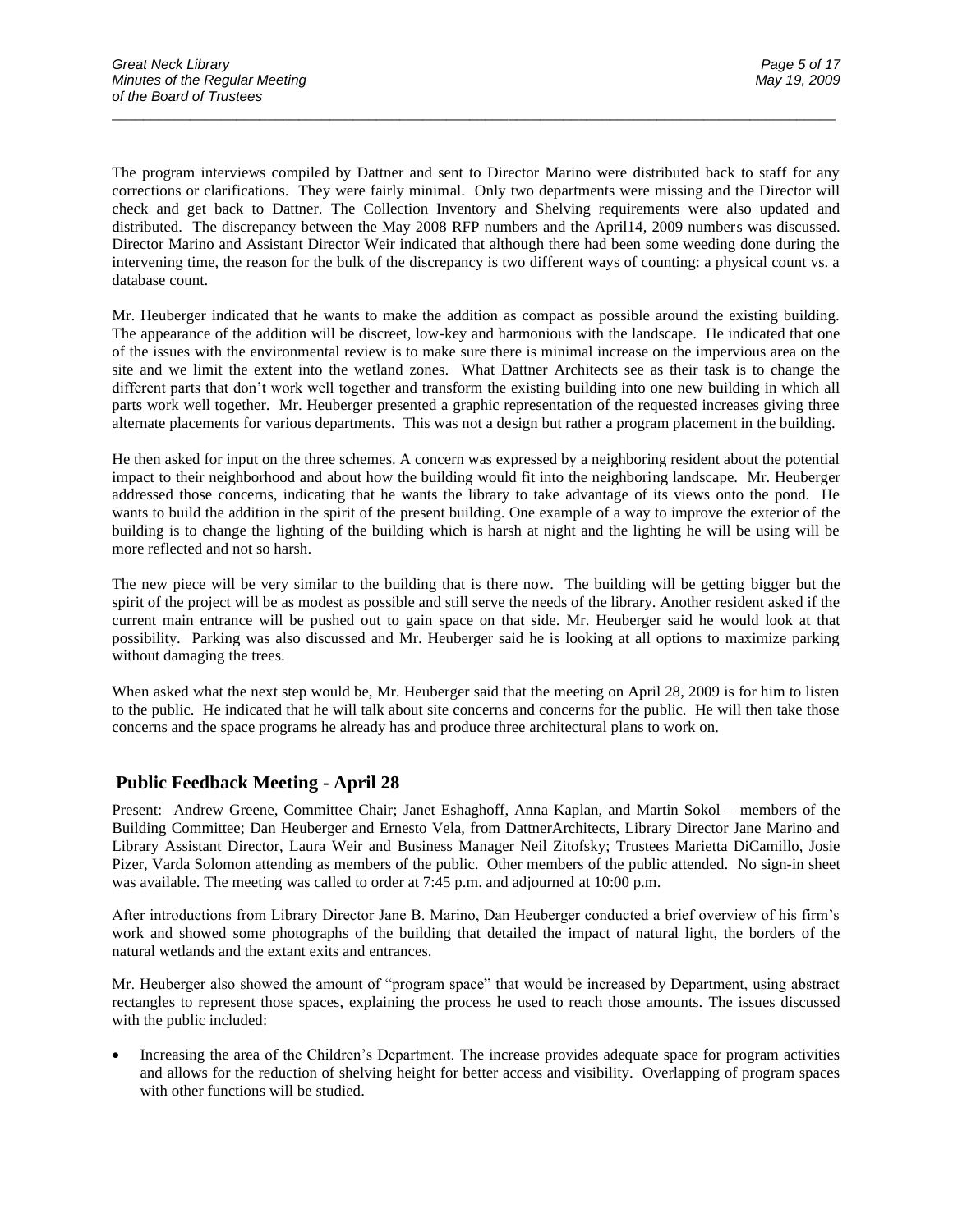The program interviews compiled by Dattner and sent to Director Marino were distributed back to staff for any corrections or clarifications. They were fairly minimal. Only two departments were missing and the Director will check and get back to Dattner. The Collection Inventory and Shelving requirements were also updated and distributed. The discrepancy between the May 2008 RFP numbers and the April14, 2009 numbers was discussed. Director Marino and Assistant Director Weir indicated that although there had been some weeding done during the intervening time, the reason for the bulk of the discrepancy is two different ways of counting: a physical count vs. a database count.

Mr. Heuberger indicated that he wants to make the addition as compact as possible around the existing building. The appearance of the addition will be discreet, low-key and harmonious with the landscape. He indicated that one of the issues with the environmental review is to make sure there is minimal increase on the impervious area on the site and we limit the extent into the wetland zones. What Dattner Architects see as their task is to change the different parts that don't work well together and transform the existing building into one new building in which all parts work well together. Mr. Heuberger presented a graphic representation of the requested increases giving three alternate placements for various departments. This was not a design but rather a program placement in the building.

He then asked for input on the three schemes. A concern was expressed by a neighboring resident about the potential impact to their neighborhood and about how the building would fit into the neighboring landscape. Mr. Heuberger addressed those concerns, indicating that he wants the library to take advantage of its views onto the pond. He wants to build the addition in the spirit of the present building. One example of a way to improve the exterior of the building is to change the lighting of the building which is harsh at night and the lighting he will be using will be more reflected and not so harsh.

The new piece will be very similar to the building that is there now. The building will be getting bigger but the spirit of the project will be as modest as possible and still serve the needs of the library. Another resident asked if the current main entrance will be pushed out to gain space on that side. Mr. Heuberger said he would look at that possibility. Parking was also discussed and Mr. Heuberger said he is looking at all options to maximize parking without damaging the trees.

When asked what the next step would be, Mr. Heuberger said that the meeting on April 28, 2009 is for him to listen to the public. He indicated that he will talk about site concerns and concerns for the public. He will then take those concerns and the space programs he already has and produce three architectural plans to work on.

## Public Feedback Meeting - April 28

Present: Andrew Greene, Committee Chair; Janet Eshaghoff, Anna Kaplan, and Martin Sokol – members of the Building Committee; Dan Heuberger and Ernesto Vela, from DattnerArchitects, Library Director Jane Marino and Library Assistant Director, Laura Weir and Business Manager Neil Zitofsky; Trustees Marietta DiCamillo, Josie Pizer, Varda Solomon attending as members of the public. Other members of the public attended. No sign-in sheet was available. The meeting was called to order at 7:45 p.m. and adjourned at 10:00 p.m.

After introductions from Library Director Jane B. Marino, Dan Heuberger conducted a brief overview of his firm's work and showed some photographs of the building that detailed the impact of natural light, the borders of the natural wetlands and the extant exits and entrances.

Mr. Heuberger also showed the amount of "program space" that would be increased by Department, using abstract rectangles to represent those spaces, explaining the process he used to reach those amounts. The issues discussed with the public included:

- Increasing the area of the Children's Department. The increase provides adequate space for program activities and allows for the reduction of shelving height for better access and visibility. Overlapping of program spaces with other functions will be studied.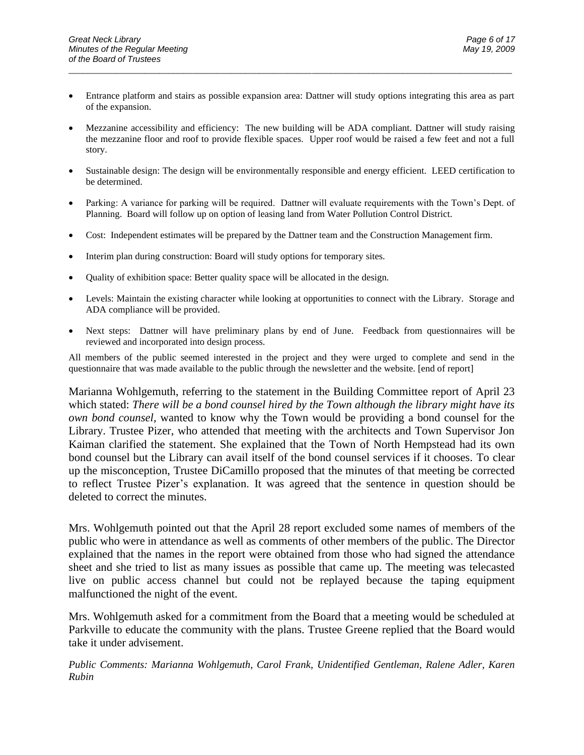- Entrance platform and stairs as possible expansion area: Dattner will study options integrating this area as part of the expansion.
- Mezzanine accessibility and efficiency: The new building will be ADA compliant. Dattner will study raising the mezzanine floor and roof to provide flexible spaces. Upper roof would be raised a few feet and not a full story.
- Sustainable design: The design will be environmentally responsible and energy efficient. LEED certification to be determined.
- Parking: A variance for parking will be required. Dattner will evaluate requirements with the Town's Dept. of Planning. Board will follow up on option of leasing land from Water Pollution Control District.
- Cost: Independent estimates will be prepared by the Dattner team and the Construction Management firm.
- Interim plan during construction: Board will study options for temporary sites.
- Quality of exhibition space: Better quality space will be allocated in the design.
- Levels: Maintain the existing character while looking at opportunities to connect with the Library. Storage and ADA compliance will be provided.
- Next steps: Dattner will have preliminary plans by end of June. Feedback from questionnaires will be reviewed and incorporated into design process.

All members of the public seemed interested in the project and they were urged to complete and send in the questionnaire that was made available to the public through the newsletter and the website. [end of report]

Marianna Wohlgemuth, referring to the statement in the Building Committee report of April 23 which stated: *There will be a bond counsel hired by the Town although the library might have its own bond counsel*, wanted to know why the Town would be providing a bond counsel for the Library. Trustee Pizer, who attended that meeting with the architects and Town Supervisor Jon Kaiman clarified the statement. She explained that the Town of North Hempstead had its own bond counsel but the Library can avail itself of the bond counsel services if it chooses. To clear up the misconception, Trustee DiCamillo proposed that the minutes of that meeting be corrected to reflect Trustee Pizer's explanation. It was agreed that the sentence in question should be deleted to correct the minutes.

Mrs. Wohlgemuth pointed out that the April 28 report excluded some names of members of the public who were in attendance as well as comments of other members of the public. The Director explained that the names in the report were obtained from those who had signed the attendance sheet and she tried to list as many issues as possible that came up. The meeting was telecasted live on public access channel but could not be replayed because the taping equipment malfunctioned the night of the event.

Mrs. Wohlgemuth asked for a commitment from the Board that a meeting would be scheduled at Parkville to educate the community with the plans. Trustee Greene replied that the Board would take it under advisement.

*Public Comments: Marianna Wohlgemuth, Carol Frank, Unidentified Gentleman, Ralene Adler, Karen Rubin*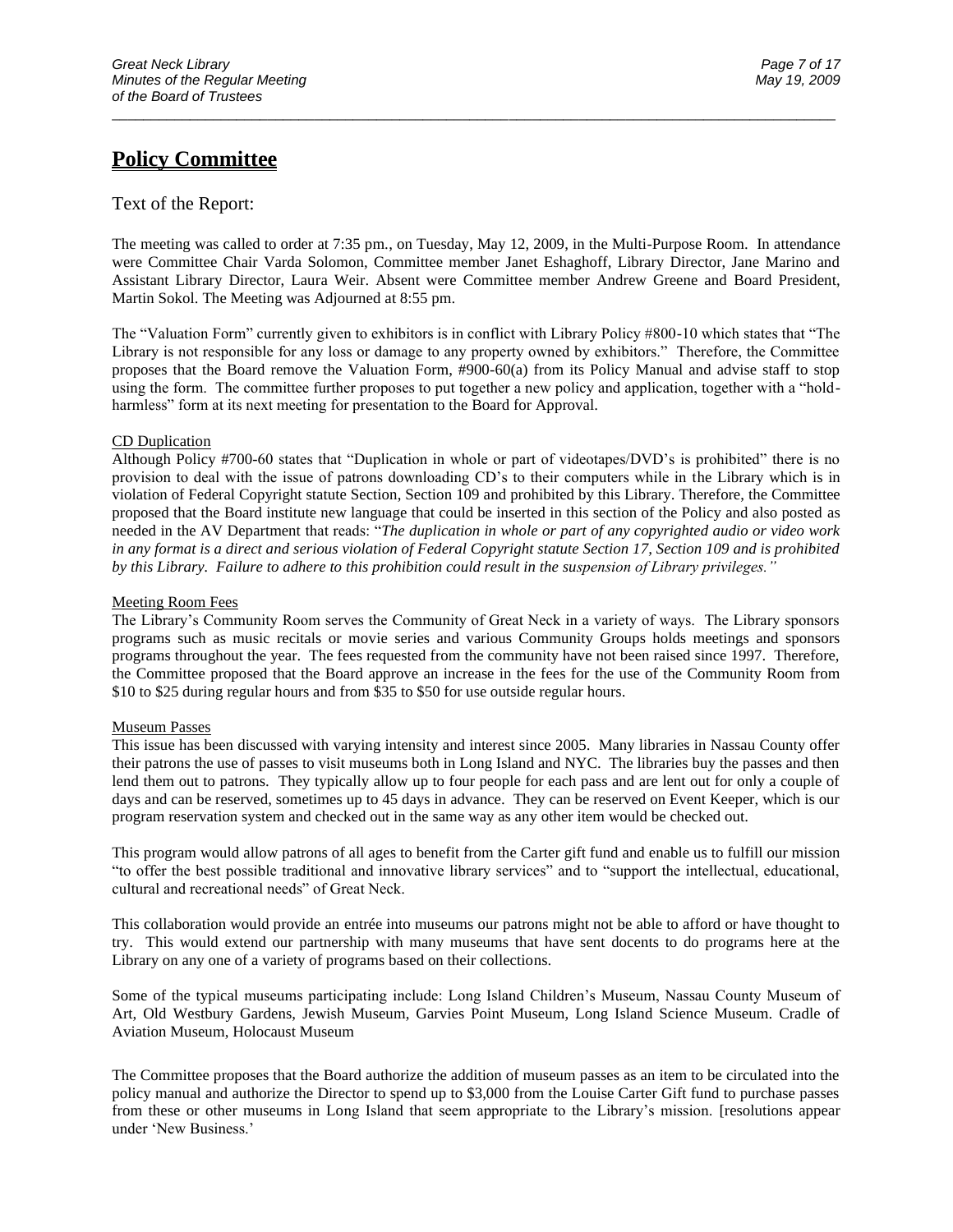## Policy Committee

Text of the Report:

The meeting was called to order at 7:35 pm., on Tuesday, May 12, 2009, in the Multi-Purpose Room. In attendance were Committee Chair Varda Solomon, Committee member Janet Eshaghoff, Library Director, Jane Marino and Assistant Library Director, Laura Weir. Absent were Committee member Andrew Greene and Board President, Martin Sokol. The Meeting was Adjourned at 8:55 pm.

The "Valuation Form" currently given to exhibitors is in conflict with Library Policy #800-10 which states that "The Library is not responsible for any loss or damage to any property owned by exhibitors." Therefore, the Committee proposes that the Board remove the Valuation Form, #900-60(a) from its Policy Manual and advise staff to stop using the form. The committee further proposes to put together a new policy and application, together with a "hold-harmless" form at its next meeting for presentation to the Board for Approval.

CD Duplication

Although Policy #700-60 states that "Duplication in whole or part of videotapes/DVD's is prohibited" there is no provision to deal with the issue of patrons downloading CD's to their computers while in the Library which is in violation of Federal Copyright statute Section, Section 109 and prohibited by this Library. Therefore, the Committee proposed that the Board institute new language that could be inserted in this section of the Policy and also posted as needed in the AV Department that reads: "*The duplication in whole or part of any copyrighted audio or video work in any format is a direct and serious violation of Federal Copyright statute Section 17, Section 109 and is prohibited by this Library. Failure to adhere to this prohibition could result in the suspension of Library privileges."*

Meeting Room Fees

The Library's Community Room serves the Community of Great Neck in a variety of ways. The Library sponsors programs such as music recitals or movie series and various Community Groups holds meetings and sponsors programs throughout the year. The fees requested from the community have not been raised since 1997. Therefore, the Committee proposed that the Board approve an increase in the fees for the use of the Community Room from $10 to $25 during regular hours and from $35 to $50 for use outside regular hours.

Museum Passes

This issue has been discussed with varying intensity and interest since 2005. Many libraries in Nassau County offer their patrons the use of passes to visit museums both in Long Island and NYC. The libraries buy the passes and then lend them out to patrons. They typically allow up to four people for each pass and are lent out for only a couple of days and can be reserved, sometimes up to 45 days in advance. They can be reserved on Event Keeper, which is our program reservation system and checked out in the same way as any other item would be checked out.

This program would allow patrons of all ages to benefit from the Carter gift fund and enable us to fulfill our mission "to offer the best possible traditional and innovative library services" and to "support the intellectual, educational, cultural and recreational needs" of Great Neck.

This collaboration would provide an entrée into museums our patrons might not be able to afford or have thought to try. This would extend our partnership with many museums that have sent docents to do programs here at the Library on any one of a variety of programs based on their collections.

Some of the typical museums participating include: Long Island Children's Museum, Nassau County Museum of Art, Old Westbury Gardens, Jewish Museum, Garvies Point Museum, Long Island Science Museum. Cradle of Aviation Museum, Holocaust Museum

The Committee proposes that the Board authorize the addition of museum passes as an item to be circulated into the policy manual and authorize the Director to spend up to $3,000 from the Louise Carter Gift fund to purchase passes from these or other museums in Long Island that seem appropriate to the Library's mission. [resolutions appear under 'New Business.'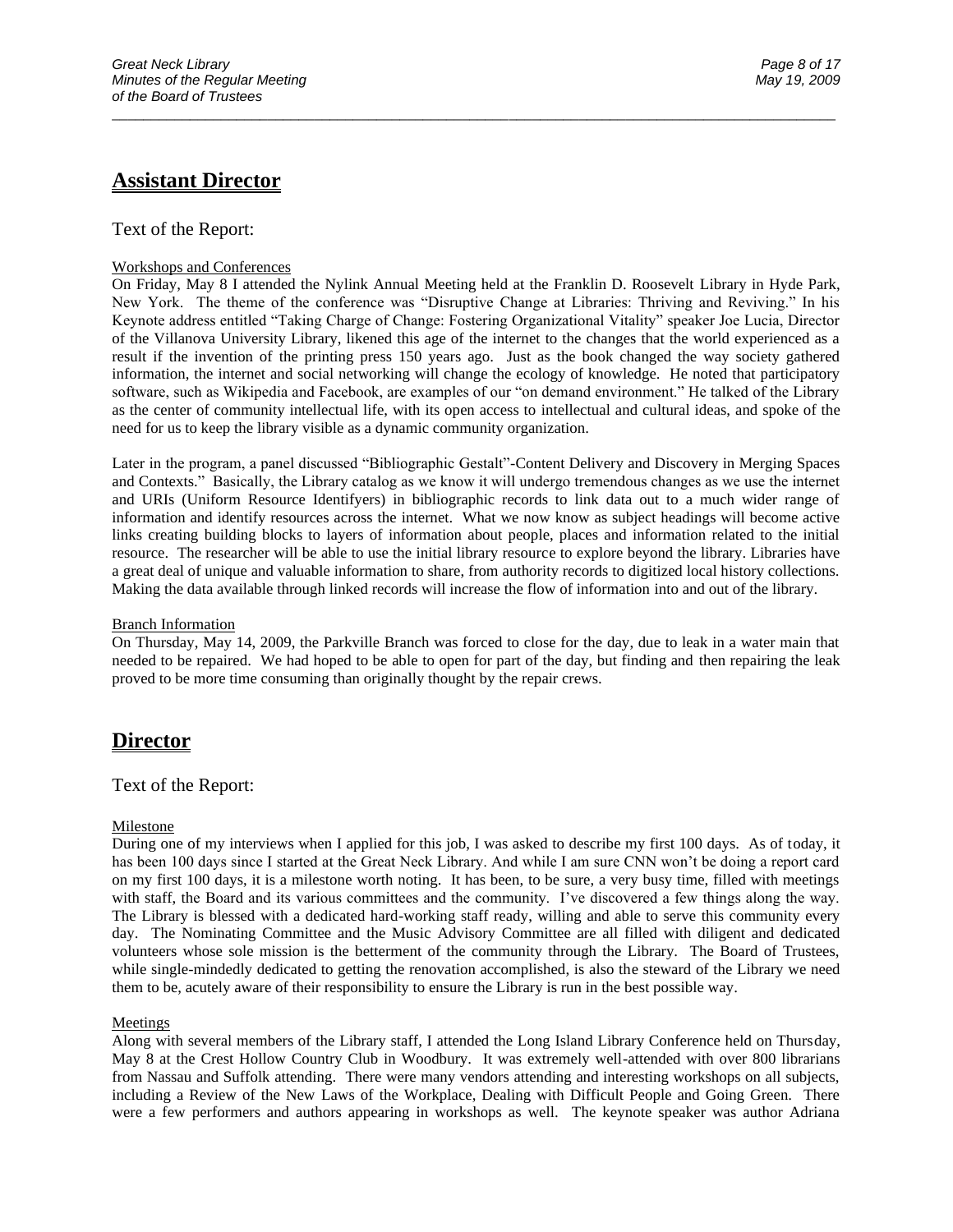## Assistant Director

Text of the Report:

Workshops and Conferences

On Friday, May 8 I attended the Nylink Annual Meeting held at the Franklin D. Roosevelt Library in Hyde Park, New York. The theme of the conference was "Disruptive Change at Libraries: Thriving and Reviving." In his Keynote address entitled "Taking Charge of Change: Fostering Organizational Vitality" speaker Joe Lucia, Director of the Villanova University Library, likened this age of the internet to the changes that the world experienced as a result if the invention of the printing press 150 years ago. Just as the book changed the way society gathered information, the internet and social networking will change the ecology of knowledge. He noted that participatory software, such as Wikipedia and Facebook, are examples of our "on demand environment." He talked of the Library as the center of community intellectual life, with its open access to intellectual and cultural ideas, and spoke of the need for us to keep the library visible as a dynamic community organization.

Later in the program, a panel discussed "Bibliographic Gestalt"-Content Delivery and Discovery in Merging Spaces and Contexts." Basically, the Library catalog as we know it will undergo tremendous changes as we use the internet and URIs (Uniform Resource Identifyers) in bibliographic records to link data out to a much wider range of information and identify resources across the internet. What we now know as subject headings will become active links creating building blocks to layers of information about people, places and information related to the initial resource. The researcher will be able to use the initial library resource to explore beyond the library. Libraries have a great deal of unique and valuable information to share, from authority records to digitized local history collections. Making the data available through linked records will increase the flow of information into and out of the library.

Branch Information

On Thursday, May 14, 2009, the Parkville Branch was forced to close for the day, due to leak in a water main that needed to be repaired. We had hoped to be able to open for part of the day, but finding and then repairing the leak proved to be more time consuming than originally thought by the repair crews.

## Director

Text of the Report:

Milestone

During one of my interviews when I applied for this job, I was asked to describe my first 100 days. As of today, it has been 100 days since I started at the Great Neck Library. And while I am sure CNN won't be doing a report card on my first 100 days, it is a milestone worth noting. It has been, to be sure, a very busy time, filled with meetings with staff, the Board and its various committees and the community. I've discovered a few things along the way. The Library is blessed with a dedicated hard-working staff ready, willing and able to serve this community every day. The Nominating Committee and the Music Advisory Committee are all filled with diligent and dedicated volunteers whose sole mission is the betterment of the community through the Library. The Board of Trustees, while single-mindedly dedicated to getting the renovation accomplished, is also the steward of the Library we need them to be, acutely aware of their responsibility to ensure the Library is run in the best possible way.

Meetings

Along with several members of the Library staff, I attended the Long Island Library Conference held on Thursday, May 8 at the Crest Hollow Country Club in Woodbury. It was extremely well-attended with over 800 librarians from Nassau and Suffolk attending. There were many vendors attending and interesting workshops on all subjects, including a Review of the New Laws of the Workplace, Dealing with Difficult People and Going Green. There were a few performers and authors appearing in workshops as well. The keynote speaker was author Adriana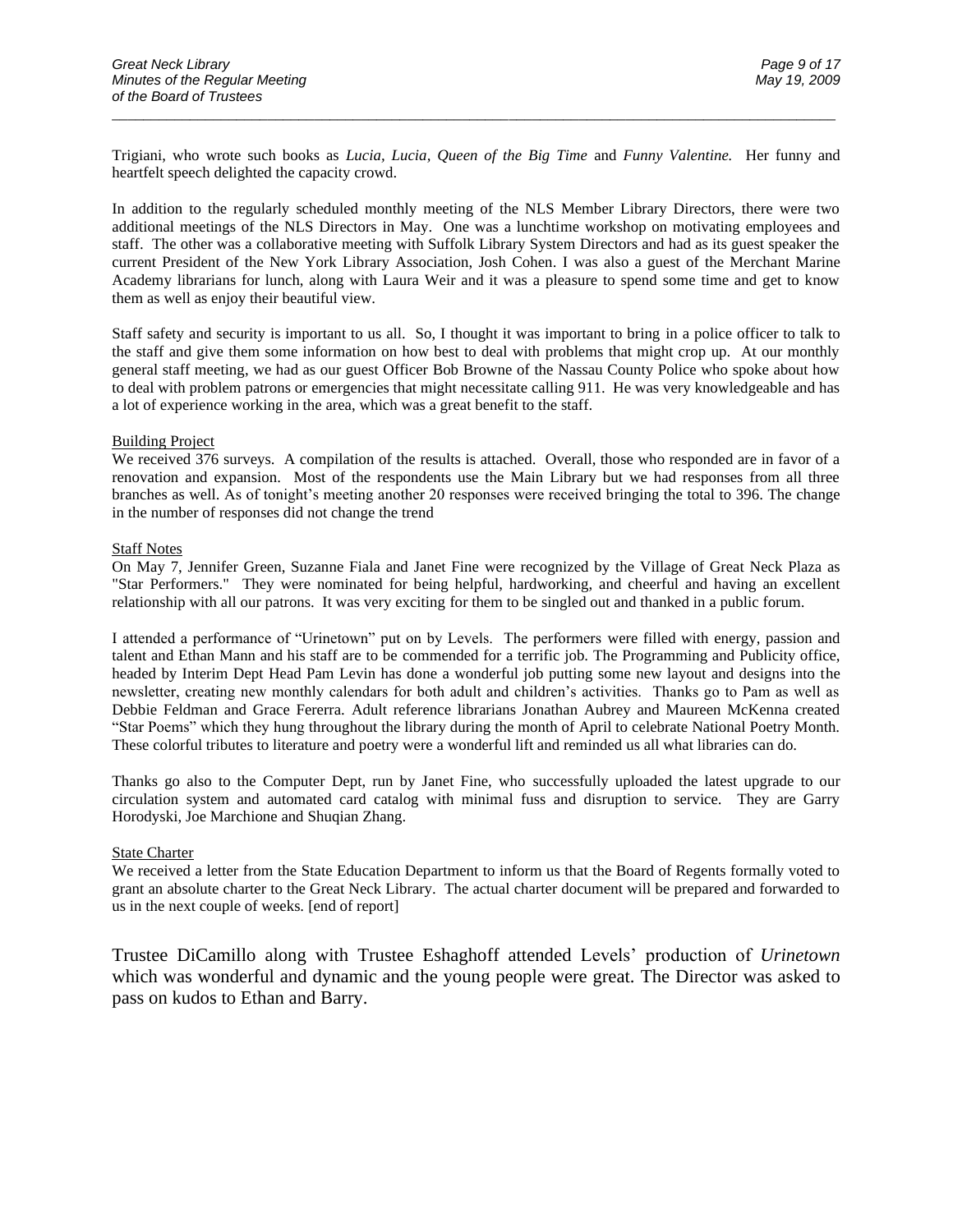Trigiani, who wrote such books as *Lucia, Lucia, Queen of the Big Time* and *Funny Valentine.* Her funny and heartfelt speech delighted the capacity crowd.

In addition to the regularly scheduled monthly meeting of the NLS Member Library Directors, there were two additional meetings of the NLS Directors in May. One was a lunchtime workshop on motivating employees and staff. The other was a collaborative meeting with Suffolk Library System Directors and had as its guest speaker the current President of the New York Library Association, Josh Cohen. I was also a guest of the Merchant Marine Academy librarians for lunch, along with Laura Weir and it was a pleasure to spend some time and get to know them as well as enjoy their beautiful view.

Staff safety and security is important to us all. So, I thought it was important to bring in a police officer to talk to the staff and give them some information on how best to deal with problems that might crop up. At our monthly general staff meeting, we had as our guest Officer Bob Browne of the Nassau County Police who spoke about how to deal with problem patrons or emergencies that might necessitate calling 911. He was very knowledgeable and has a lot of experience working in the area, which was a great benefit to the staff.

Building Project

We received 376 surveys. A compilation of the results is attached. Overall, those who responded are in favor of a renovation and expansion. Most of the respondents use the Main Library but we had responses from all three branches as well. As of tonight's meeting another 20 responses were received bringing the total to 396. The change in the number of responses did not change the trend

Staff Notes

On May 7, Jennifer Green, Suzanne Fiala and Janet Fine were recognized by the Village of Great Neck Plaza as "Star Performers." They were nominated for being helpful, hardworking, and cheerful and having an excellent relationship with all our patrons. It was very exciting for them to be singled out and thanked in a public forum.

I attended a performance of "Urinetown" put on by Levels. The performers were filled with energy, passion and talent and Ethan Mann and his staff are to be commended for a terrific job. The Programming and Publicity office, headed by Interim Dept Head Pam Levin has done a wonderful job putting some new layout and designs into the newsletter, creating new monthly calendars for both adult and children's activities. Thanks go to Pam as well as Debbie Feldman and Grace Fererra. Adult reference librarians Jonathan Aubrey and Maureen McKenna created "Star Poems" which they hung throughout the library during the month of April to celebrate National Poetry Month. These colorful tributes to literature and poetry were a wonderful lift and reminded us all what libraries can do.

Thanks go also to the Computer Dept, run by Janet Fine, who successfully uploaded the latest upgrade to our circulation system and automated card catalog with minimal fuss and disruption to service. They are Garry Horodyski, Joe Marchione and Shuqian Zhang.

State Charter

We received a letter from the State Education Department to inform us that the Board of Regents formally voted to grant an absolute charter to the Great Neck Library. The actual charter document will be prepared and forwarded to us in the next couple of weeks. [end of report]

Trustee DiCamillo along with Trustee Eshaghoff attended Levels' production of *Urinetown* which was wonderful and dynamic and the young people were great. The Director was asked to pass on kudos to Ethan and Barry.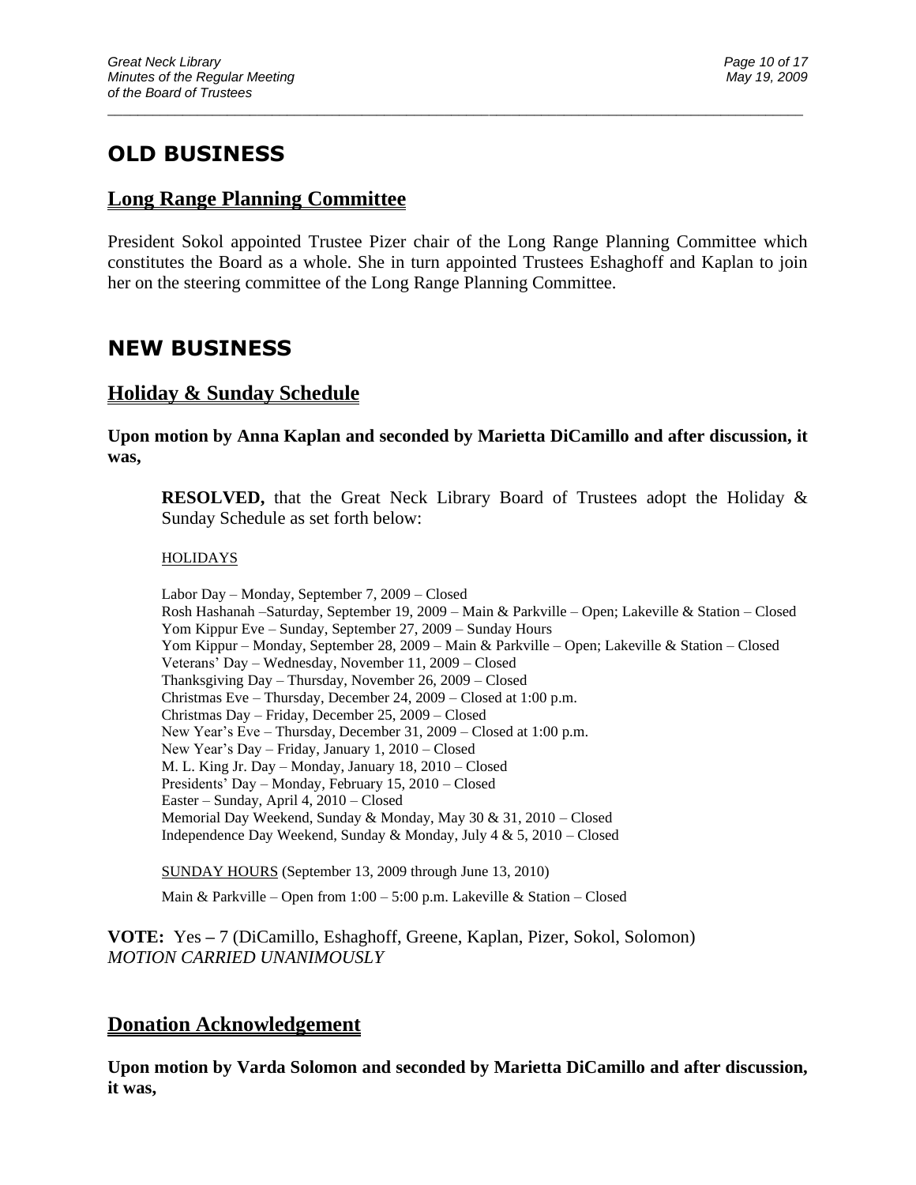# OLD BUSINESS

## Long Range Planning Committee

President Sokol appointed Trustee Pizer chair of the Long Range Planning Committee which constitutes the Board as a whole. She in turn appointed Trustees Eshaghoff and Kaplan to join her on the steering committee of the Long Range Planning Committee.

# NEW BUSINESS

## Holiday & Sunday Schedule

**Upon motion by Anna Kaplan and seconded by Marietta DiCamillo and after discussion, it was,**

> **RESOLVED,** that the Great Neck Library Board of Trustees adopt the Holiday & Sunday Schedule as set forth below:
>
> HOLIDAYS
>
> Labor Day – Monday, September 7, 2009 – Closed
> Rosh Hashanah –Saturday, September 19, 2009 – Main & Parkville – Open; Lakeville & Station – Closed
> Yom Kippur Eve – Sunday, September 27, 2009 – Sunday Hours
> Yom Kippur – Monday, September 28, 2009 – Main & Parkville – Open; Lakeville & Station – Closed
> Veterans' Day – Wednesday, November 11, 2009 – Closed
> Thanksgiving Day – Thursday, November 26, 2009 – Closed
> Christmas Eve – Thursday, December 24, 2009 – Closed at 1:00 p.m.
> Christmas Day – Friday, December 25, 2009 – Closed
> New Year's Eve – Thursday, December 31, 2009 – Closed at 1:00 p.m.
> New Year's Day – Friday, January 1, 2010 – Closed
> M. L. King Jr. Day – Monday, January 18, 2010 – Closed
> Presidents' Day – Monday, February 15, 2010 – Closed
> Easter – Sunday, April 4, 2010 – Closed
> Memorial Day Weekend, Sunday & Monday, May 30 & 31, 2010 – Closed
> Independence Day Weekend, Sunday & Monday, July 4 & 5, 2010 – Closed
>
> SUNDAY HOURS (September 13, 2009 through June 13, 2010)
>
> Main & Parkville – Open from 1:00 – 5:00 p.m. Lakeville & Station – Closed

**VOTE:** Yes **–** 7 (DiCamillo, Eshaghoff, Greene, Kaplan, Pizer, Sokol, Solomon)
*MOTION CARRIED UNANIMOUSLY*

## Donation Acknowledgement

**Upon motion by Varda Solomon and seconded by Marietta DiCamillo and after discussion, it was,**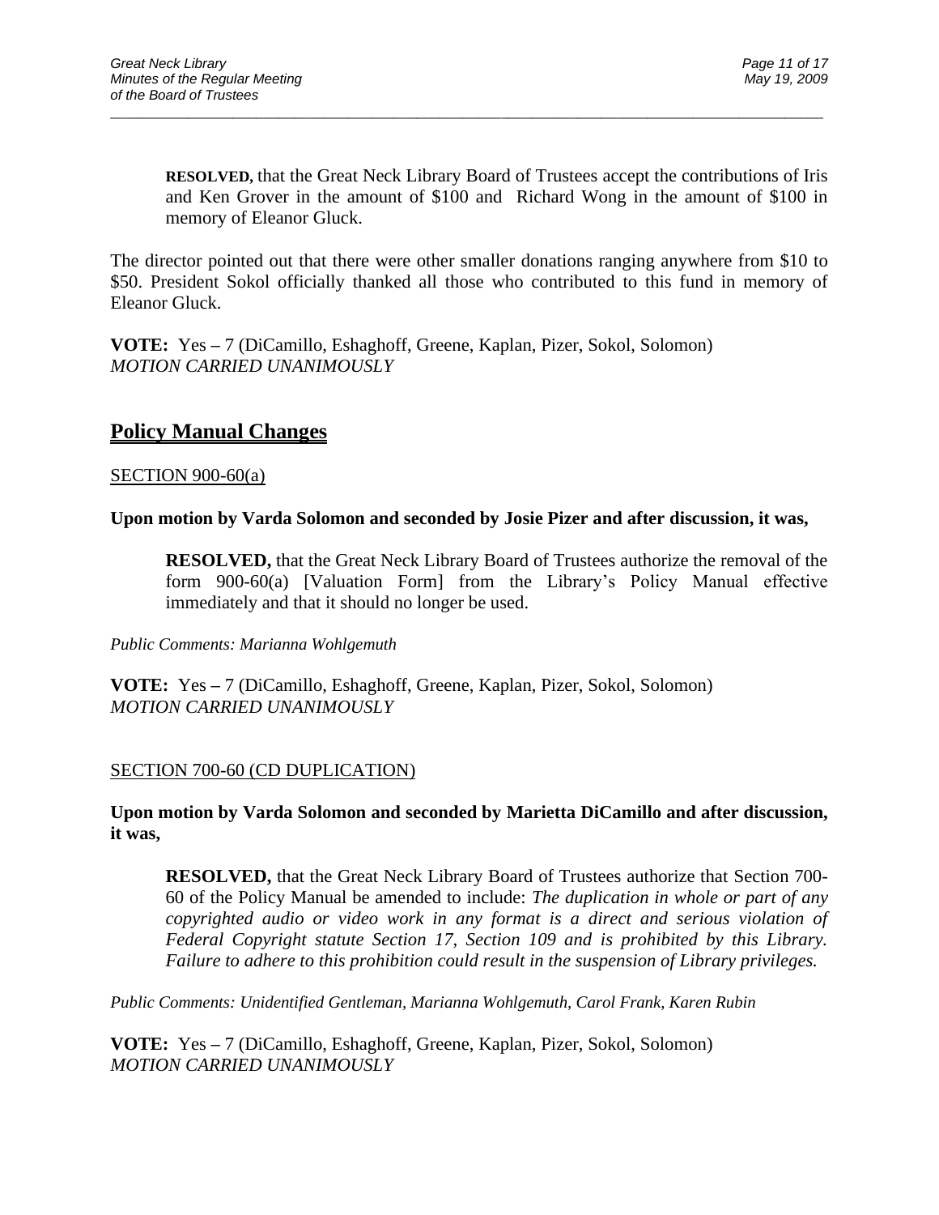> **RESOLVED,** that the Great Neck Library Board of Trustees accept the contributions of Iris and Ken Grover in the amount of $100 and Richard Wong in the amount of $100 in memory of Eleanor Gluck.

The director pointed out that there were other smaller donations ranging anywhere from $10 to $50. President Sokol officially thanked all those who contributed to this fund in memory of Eleanor Gluck.

**VOTE:** Yes – 7 (DiCamillo, Eshaghoff, Greene, Kaplan, Pizer, Sokol, Solomon)
*MOTION CARRIED UNANIMOUSLY*

## Policy Manual Changes

SECTION 900-60(a)

**Upon motion by Varda Solomon and seconded by Josie Pizer and after discussion, it was,**

> **RESOLVED,** that the Great Neck Library Board of Trustees authorize the removal of the form 900-60(a) [Valuation Form] from the Library's Policy Manual effective immediately and that it should no longer be used.

*Public Comments: Marianna Wohlgemuth*

**VOTE:** Yes – 7 (DiCamillo, Eshaghoff, Greene, Kaplan, Pizer, Sokol, Solomon)
*MOTION CARRIED UNANIMOUSLY*

SECTION 700-60 (CD DUPLICATION)

**Upon motion by Varda Solomon and seconded by Marietta DiCamillo and after discussion, it was,**

> **RESOLVED,** that the Great Neck Library Board of Trustees authorize that Section 700-60 of the Policy Manual be amended to include: *The duplication in whole or part of any copyrighted audio or video work in any format is a direct and serious violation of Federal Copyright statute Section 17, Section 109 and is prohibited by this Library. Failure to adhere to this prohibition could result in the suspension of Library privileges.*

*Public Comments: Unidentified Gentleman, Marianna Wohlgemuth, Carol Frank, Karen Rubin*

**VOTE:** Yes – 7 (DiCamillo, Eshaghoff, Greene, Kaplan, Pizer, Sokol, Solomon)
*MOTION CARRIED UNANIMOUSLY*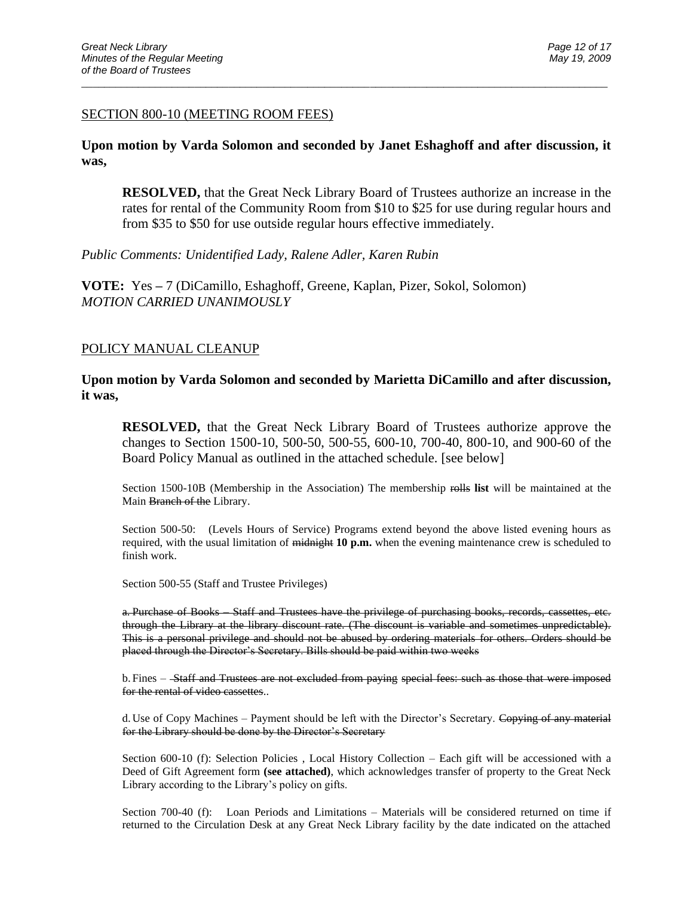SECTION 800-10 (MEETING ROOM FEES)

**Upon motion by Varda Solomon and seconded by Janet Eshaghoff and after discussion, it was,**

> **RESOLVED,** that the Great Neck Library Board of Trustees authorize an increase in the rates for rental of the Community Room from $10 to $25 for use during regular hours and from $35 to $50 for use outside regular hours effective immediately.

*Public Comments: Unidentified Lady, Ralene Adler, Karen Rubin*

**VOTE:** Yes – 7 (DiCamillo, Eshaghoff, Greene, Kaplan, Pizer, Sokol, Solomon)
*MOTION CARRIED UNANIMOUSLY*

POLICY MANUAL CLEANUP

**Upon motion by Varda Solomon and seconded by Marietta DiCamillo and after discussion, it was,**

> **RESOLVED,** that the Great Neck Library Board of Trustees authorize approve the changes to Section 1500-10, 500-50, 500-55, 600-10, 700-40, 800-10, and 900-60 of the Board Policy Manual as outlined in the attached schedule. [see below]
>
> Section 1500-10B (Membership in the Association) The membership ~~rolls~~ **list** will be maintained at the Main ~~Branch of the~~ Library.
>
> Section 500-50: (Levels Hours of Service) Programs extend beyond the above listed evening hours as required, with the usual limitation of ~~midnight~~ **10 p.m.** when the evening maintenance crew is scheduled to finish work.
>
> Section 500-55 (Staff and Trustee Privileges)
>
> ~~a. Purchase of Books – Staff and Trustees have the privilege of purchasing books, records, cassettes, etc. through at the Library at the library discount rate. (The discount is variable and sometimes unpredictable). This is a personal privilege and should not be abused by ordering materials for others. Orders should be placed through the Director's Secretary. Bills should be paid within two weeks~~
>
> b. Fines – ~~Staff and Trustees are not excluded from paying special fees: such as those that were imposed for the rental of video cassettes.~~.
>
> d. Use of Copy Machines – Payment should be left with the Director's Secretary. ~~Copying of any material for the Library should be done by the Director's Secretary~~
>
> Section 600-10 (f): Selection Policies , Local History Collection – Each gift will be accessioned with a Deed of Gift Agreement form **(see attached)**, which acknowledges transfer of property to the Great Neck Library according to the Library's policy on gifts.
>
> Section 700-40 (f): Loan Periods and Limitations – Materials will be considered returned on time if returned to the Circulation Desk at any Great Neck Library facility by the date indicated on the attached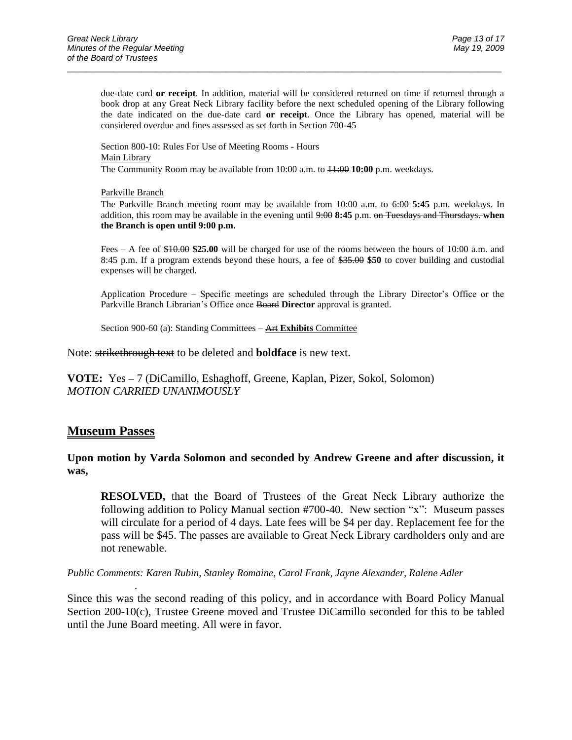due-date card **or receipt**. In addition, material will be considered returned on time if returned through a book drop at any Great Neck Library facility before the next scheduled opening of the Library following the date indicated on the due-date card **or receipt**. Once the Library has opened, material will be considered overdue and fines assessed as set forth in Section 700-45

Section 800-10: Rules For Use of Meeting Rooms - Hours
Main Library
The Community Room may be available from 10:00 a.m. to ~~11:00~~ **10:00** p.m. weekdays.

Parkville Branch
The Parkville Branch meeting room may be available from 10:00 a.m. to ~~6:00~~ **5:45** p.m. weekdays. In addition, this room may be available in the evening until ~~9:00~~ **8:45** p.m. ~~on Tuesdays and Thursdays.~~ **when the Branch is open until 9:00 p.m.**

Fees – A fee of ~~$10.00~~ **$25.00** will be charged for use of the rooms between the hours of 10:00 a.m. and 8:45 p.m. If a program extends beyond these hours, a fee of ~~$35.00~~ **$50** to cover building and custodial expenses will be charged.

Application Procedure – Specific meetings are scheduled through the Library Director's Office or the Parkville Branch Librarian's Office once ~~Board~~ **Director** approval is granted.

Section 900-60 (a): Standing Committees – ~~Art~~ **Exhibits** Committee

Note: ~~strikethrough text~~ to be deleted and **boldface** is new text.

**VOTE:** Yes **–** 7 (DiCamillo, Eshaghoff, Greene, Kaplan, Pizer, Sokol, Solomon)
*MOTION CARRIED UNANIMOUSLY*

## Museum Passes

**Upon motion by Varda Solomon and seconded by Andrew Greene and after discussion, it was,**

> **RESOLVED,** that the Board of Trustees of the Great Neck Library authorize the following addition to Policy Manual section #700-40. New section "x": Museum passes will circulate for a period of 4 days. Late fees will be $4 per day. Replacement fee for the pass will be $45. The passes are available to Great Neck Library cardholders only and are not renewable.

*Public Comments: Karen Rubin, Stanley Romaine, Carol Frank, Jayne Alexander, Ralene Adler*

Since this was the second reading of this policy, and in accordance with Board Policy Manual Section 200-10(c), Trustee Greene moved and Trustee DiCamillo seconded for this to be tabled until the June Board meeting. All were in favor.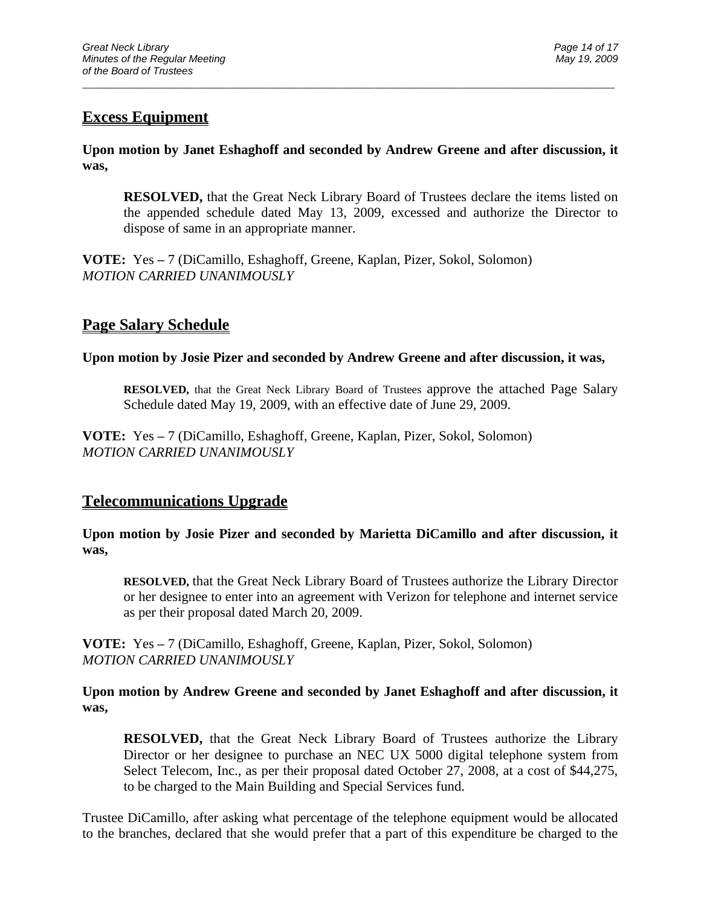## Excess Equipment

**Upon motion by Janet Eshaghoff and seconded by Andrew Greene and after discussion, it was,**

> **RESOLVED,** that the Great Neck Library Board of Trustees declare the items listed on the appended schedule dated May 13, 2009, excessed and authorize the Director to dispose of same in an appropriate manner.

**VOTE:** Yes – 7 (DiCamillo, Eshaghoff, Greene, Kaplan, Pizer, Sokol, Solomon)
*MOTION CARRIED UNANIMOUSLY*

## Page Salary Schedule

**Upon motion by Josie Pizer and seconded by Andrew Greene and after discussion, it was,**

> **RESOLVED,** that the Great Neck Library Board of Trustees approve the attached Page Salary Schedule dated May 19, 2009, with an effective date of June 29, 2009.

**VOTE:** Yes – 7 (DiCamillo, Eshaghoff, Greene, Kaplan, Pizer, Sokol, Solomon)
*MOTION CARRIED UNANIMOUSLY*

## Telecommunications Upgrade

**Upon motion by Josie Pizer and seconded by Marietta DiCamillo and after discussion, it was,**

> **RESOLVED,** that the Great Neck Library Board of Trustees authorize the Library Director or her designee to enter into an agreement with Verizon for telephone and internet service as per their proposal dated March 20, 2009.

**VOTE:** Yes – 7 (DiCamillo, Eshaghoff, Greene, Kaplan, Pizer, Sokol, Solomon)
*MOTION CARRIED UNANIMOUSLY*

**Upon motion by Andrew Greene and seconded by Janet Eshaghoff and after discussion, it was,**

> **RESOLVED,** that the Great Neck Library Board of Trustees authorize the Library Director or her designee to purchase an NEC UX 5000 digital telephone system from Select Telecom, Inc., as per their proposal dated October 27, 2008, at a cost of $44,275, to be charged to the Main Building and Special Services fund.

Trustee DiCamillo, after asking what percentage of the telephone equipment would be allocated to the branches, declared that she would prefer that a part of this expenditure be charged to the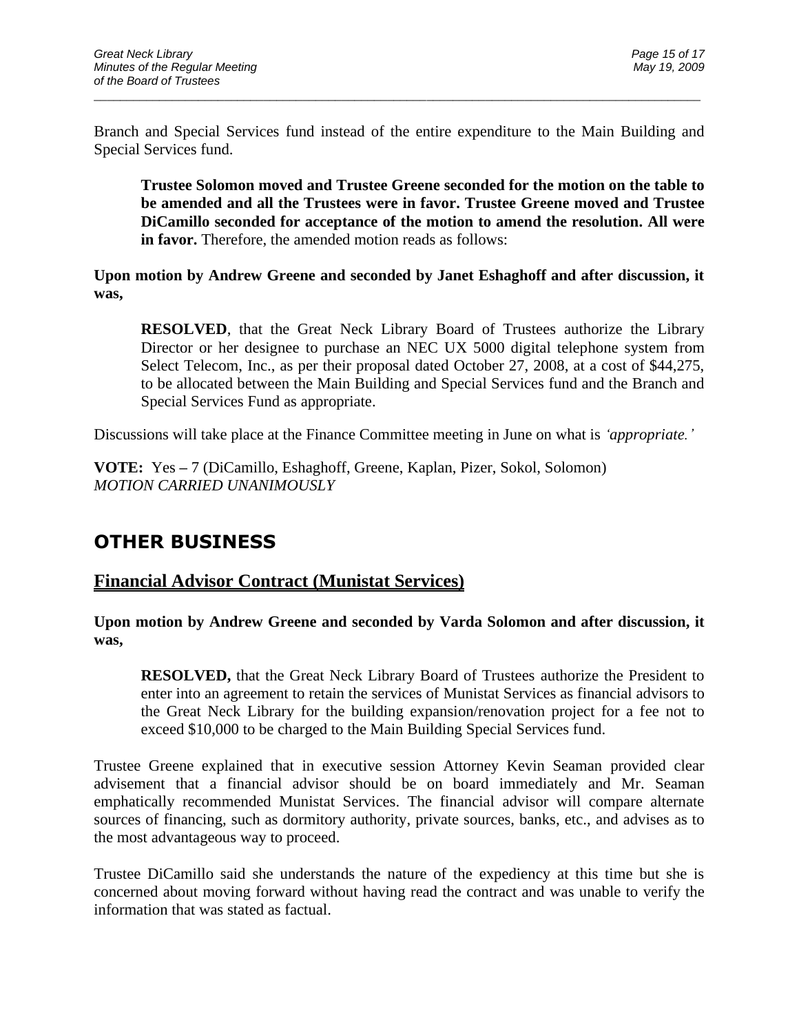Branch and Special Services fund instead of the entire expenditure to the Main Building and Special Services fund.

> **Trustee Solomon moved and Trustee Greene seconded for the motion on the table to be amended and all the Trustees were in favor. Trustee Greene moved and Trustee DiCamillo seconded for acceptance of the motion to amend the resolution. All were in favor.** Therefore, the amended motion reads as follows:

**Upon motion by Andrew Greene and seconded by Janet Eshaghoff and after discussion, it was,**

> **RESOLVED**, that the Great Neck Library Board of Trustees authorize the Library Director or her designee to purchase an NEC UX 5000 digital telephone system from Select Telecom, Inc., as per their proposal dated October 27, 2008, at a cost of $44,275, to be allocated between the Main Building and Special Services fund and the Branch and Special Services Fund as appropriate.

Discussions will take place at the Finance Committee meeting in June on what is *'appropriate.'*

**VOTE:** Yes **–** 7 (DiCamillo, Eshaghoff, Greene, Kaplan, Pizer, Sokol, Solomon)
*MOTION CARRIED UNANIMOUSLY*

# OTHER BUSINESS

## Financial Advisor Contract (Munistat Services)

**Upon motion by Andrew Greene and seconded by Varda Solomon and after discussion, it was,**

> **RESOLVED,** that the Great Neck Library Board of Trustees authorize the President to enter into an agreement to retain the services of Munistat Services as financial advisors to the Great Neck Library for the building expansion/renovation project for a fee not to exceed $10,000 to be charged to the Main Building Special Services fund.

Trustee Greene explained that in executive session Attorney Kevin Seaman provided clear advisement that a financial advisor should be on board immediately and Mr. Seaman emphatically recommended Munistat Services. The financial advisor will compare alternate sources of financing, such as dormitory authority, private sources, banks, etc., and advises as to the most advantageous way to proceed.

Trustee DiCamillo said she understands the nature of the expediency at this time but she is concerned about moving forward without having read the contract and was unable to verify the information that was stated as factual.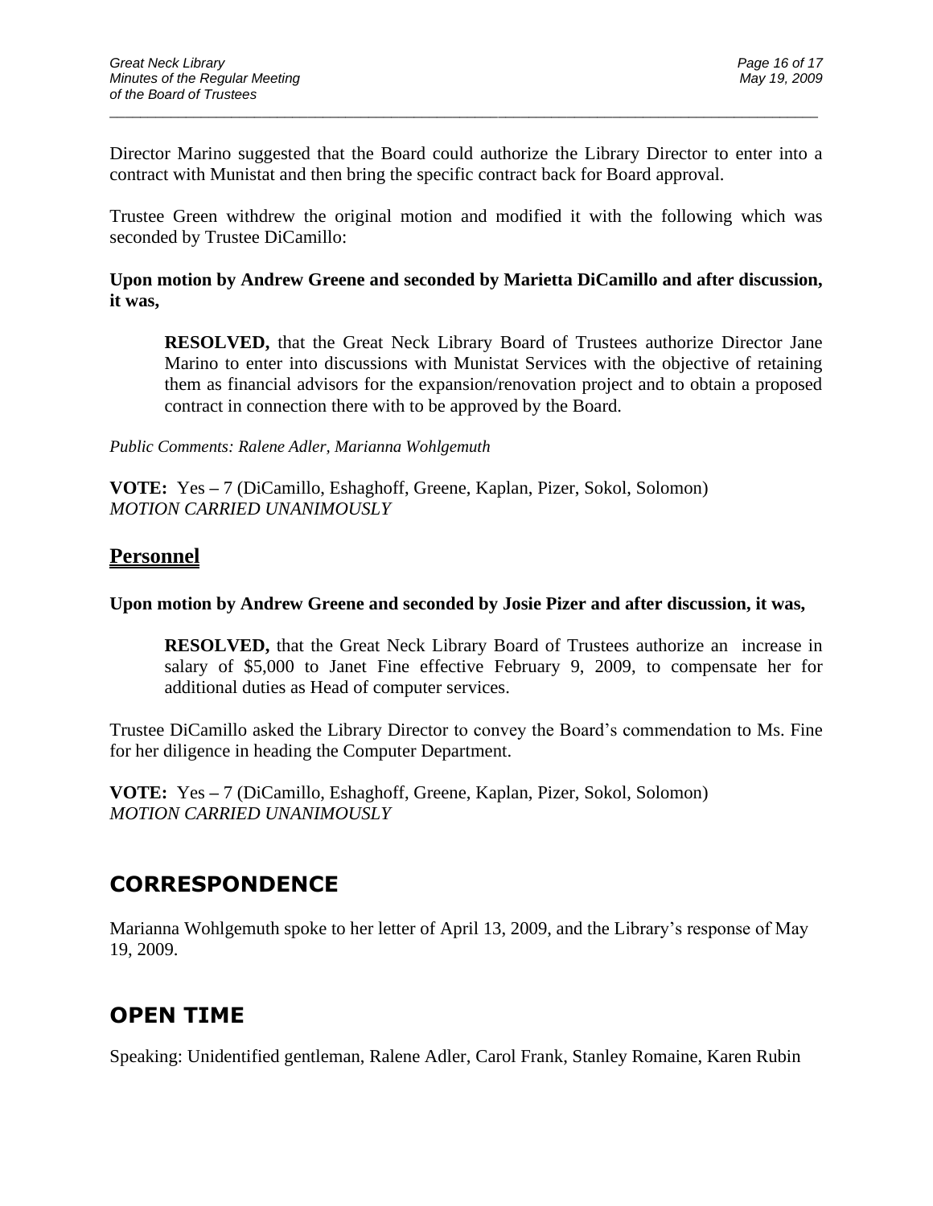Director Marino suggested that the Board could authorize the Library Director to enter into a contract with Munistat and then bring the specific contract back for Board approval.

Trustee Green withdrew the original motion and modified it with the following which was seconded by Trustee DiCamillo:

**Upon motion by Andrew Greene and seconded by Marietta DiCamillo and after discussion, it was,**

> **RESOLVED,** that the Great Neck Library Board of Trustees authorize Director Jane Marino to enter into discussions with Munistat Services with the objective of retaining them as financial advisors for the expansion/renovation project and to obtain a proposed contract in connection there with to be approved by the Board.

*Public Comments: Ralene Adler, Marianna Wohlgemuth*

**VOTE:** Yes – 7 (DiCamillo, Eshaghoff, Greene, Kaplan, Pizer, Sokol, Solomon)
*MOTION CARRIED UNANIMOUSLY*

## Personnel

**Upon motion by Andrew Greene and seconded by Josie Pizer and after discussion, it was,**

> **RESOLVED,** that the Great Neck Library Board of Trustees authorize an increase in salary of $5,000 to Janet Fine effective February 9, 2009, to compensate her for additional duties as Head of computer services.

Trustee DiCamillo asked the Library Director to convey the Board's commendation to Ms. Fine for her diligence in heading the Computer Department.

**VOTE:** Yes – 7 (DiCamillo, Eshaghoff, Greene, Kaplan, Pizer, Sokol, Solomon)
*MOTION CARRIED UNANIMOUSLY*

# CORRESPONDENCE

Marianna Wohlgemuth spoke to her letter of April 13, 2009, and the Library's response of May 19, 2009.

# OPEN TIME

Speaking: Unidentified gentleman, Ralene Adler, Carol Frank, Stanley Romaine, Karen Rubin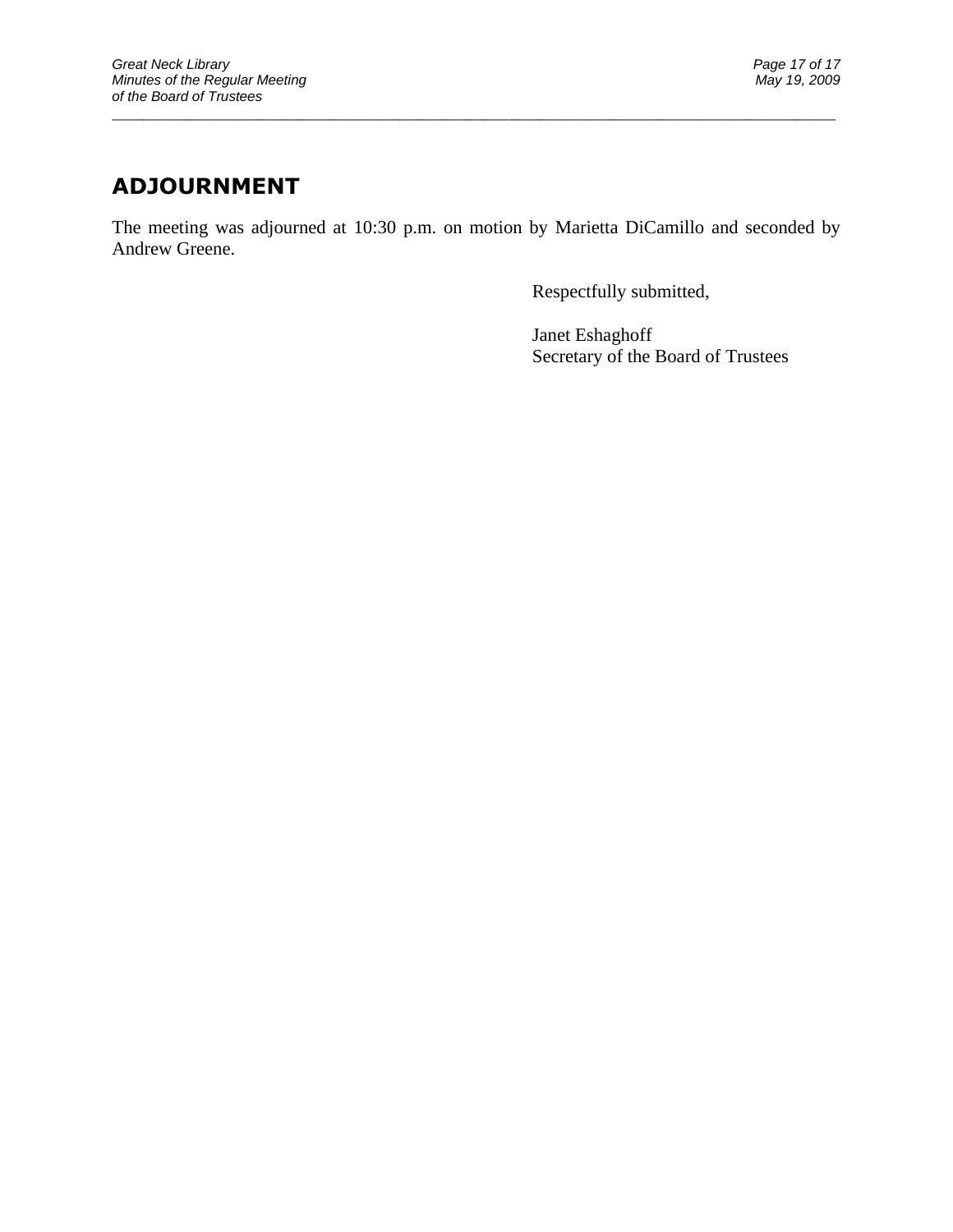## ADJOURNMENT

The meeting was adjourned at 10:30 p.m. on motion by Marietta DiCamillo and seconded by Andrew Greene.

Respectfully submitted,

Janet Eshaghoff
Secretary of the Board of Trustees